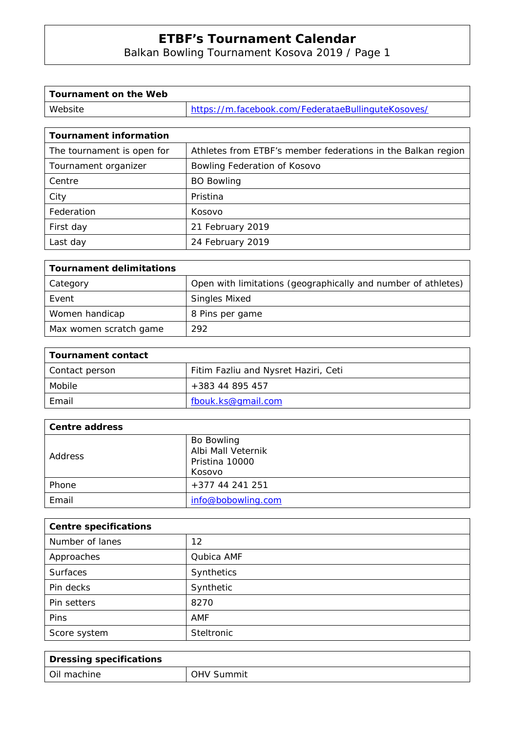# ETBF's Tournament Calendar

Balkan Bowling Tournament Kosova 2019 / Page 1

| Tournament on the Web | |
|---|---|
| Website | https://m.facebook.com/FederataeBullinguteKosoves/ |

| Tournament information | |
|---|---|
| The tournament is open for | Athletes from ETBF's member federations in the Balkan region |
| Tournament organizer | Bowling Federation of Kosovo |
| Centre | BO Bowling |
| City | Pristina |
| Federation | Kosovo |
| First day | 21 February 2019 |
| Last day | 24 February 2019 |

| Tournament delimitations | |
|---|---|
| Category | Open with limitations (geographically and number of athletes) |
| Event | Singles Mixed |
| Women handicap | 8 Pins per game |
| Max women scratch game | 292 |

| Tournament contact | |
|---|---|
| Contact person | Fitim Fazliu and Nysret Haziri, Ceti |
| Mobile | +383 44 895 457 |
| Email | fbouk.ks@gmail.com |

| Centre address | |
|---|---|
| Address | Bo Bowling<br>Albi Mall Veternik<br>Pristina 10000<br>Kosovo |
| Phone | +377 44 241 251 |
| Email | info@bobowling.com |

| Centre specifications | |
|---|---|
| Number of lanes | 12 |
| Approaches | Qubica AMF |
| Surfaces | Synthetics |
| Pin decks | Synthetic |
| Pin setters | 8270 |
| Pins | AMF |
| Score system | Steltronic |

| Dressing specifications | |
|---|---|
| Oil machine | OHV Summit |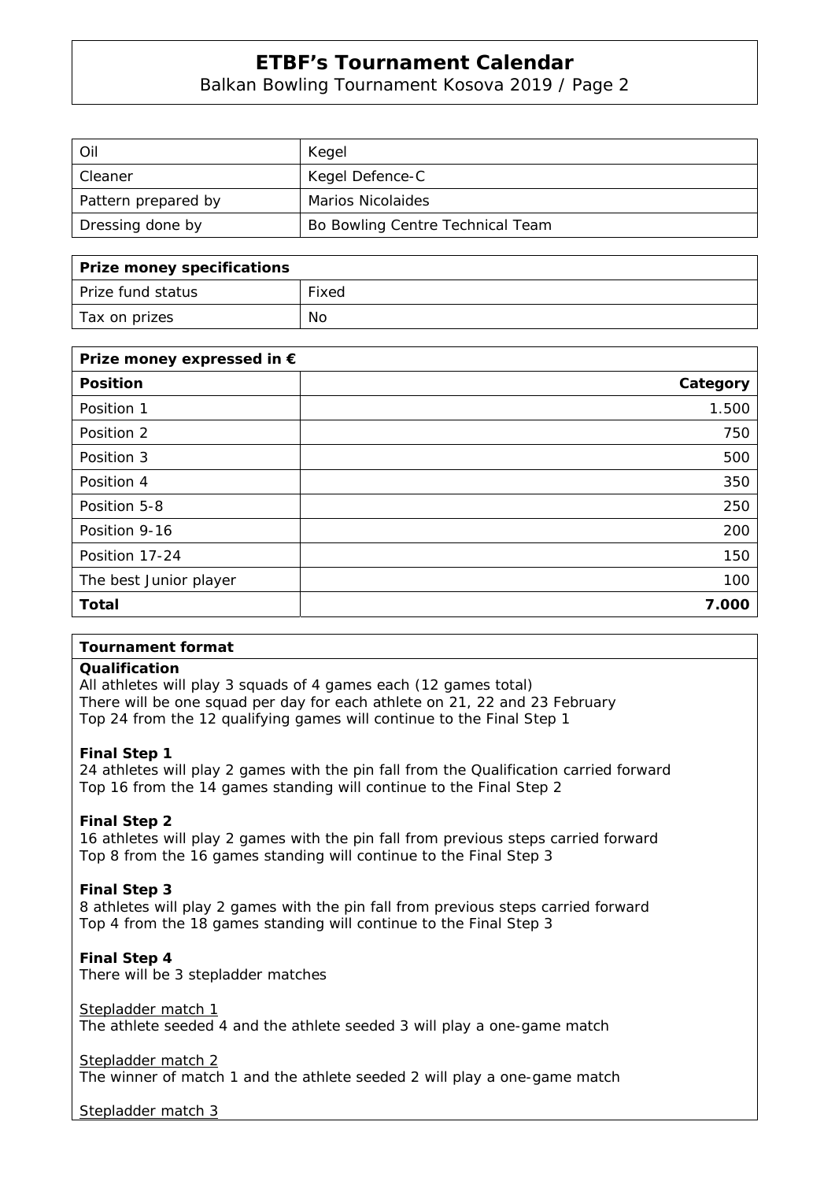| Oil | Kegel |
| --- | --- |
| Cleaner | Kegel Defence-C |
| Pattern prepared by | Marios Nicolaides |
| Dressing done by | Bo Bowling Centre Technical Team |

| **Prize money specifications** | |
| --- | --- |
| Prize fund status | Fixed |
| Tax on prizes | No |

| **Prize money expressed in €** | |
| --- | ---: |
| **Position** | **Category** |
| Position 1 | 1.500 |
| Position 2 | 750 |
| Position 3 | 500 |
| Position 4 | 350 |
| Position 5-8 | 250 |
| Position 9-16 | 200 |
| Position 17-24 | 150 |
| The best Junior player | 100 |
| **Total** | **7.000** |

**Tournament format**

**Qualification**

All athletes will play 3 squads of 4 games each (12 games total)
There will be one squad per day for each athlete on 21, 22 and 23 February
Top 24 from the 12 qualifying games will continue to the Final Step 1

**Final Step 1**

24 athletes will play 2 games with the pin fall from the Qualification carried forward
Top 16 from the 14 games standing will continue to the Final Step 2

**Final Step 2**

16 athletes will play 2 games with the pin fall from previous steps carried forward
Top 8 from the 16 games standing will continue to the Final Step 3

**Final Step 3**

8 athletes will play 2 games with the pin fall from previous steps carried forward
Top 4 from the 18 games standing will continue to the Final Step 3

**Final Step 4**

There will be 3 stepladder matches

Stepladder match 1

The athlete seeded 4 and the athlete seeded 3 will play a one-game match

Stepladder match 2

The winner of match 1 and the athlete seeded 2 will play a one-game match

Stepladder match 3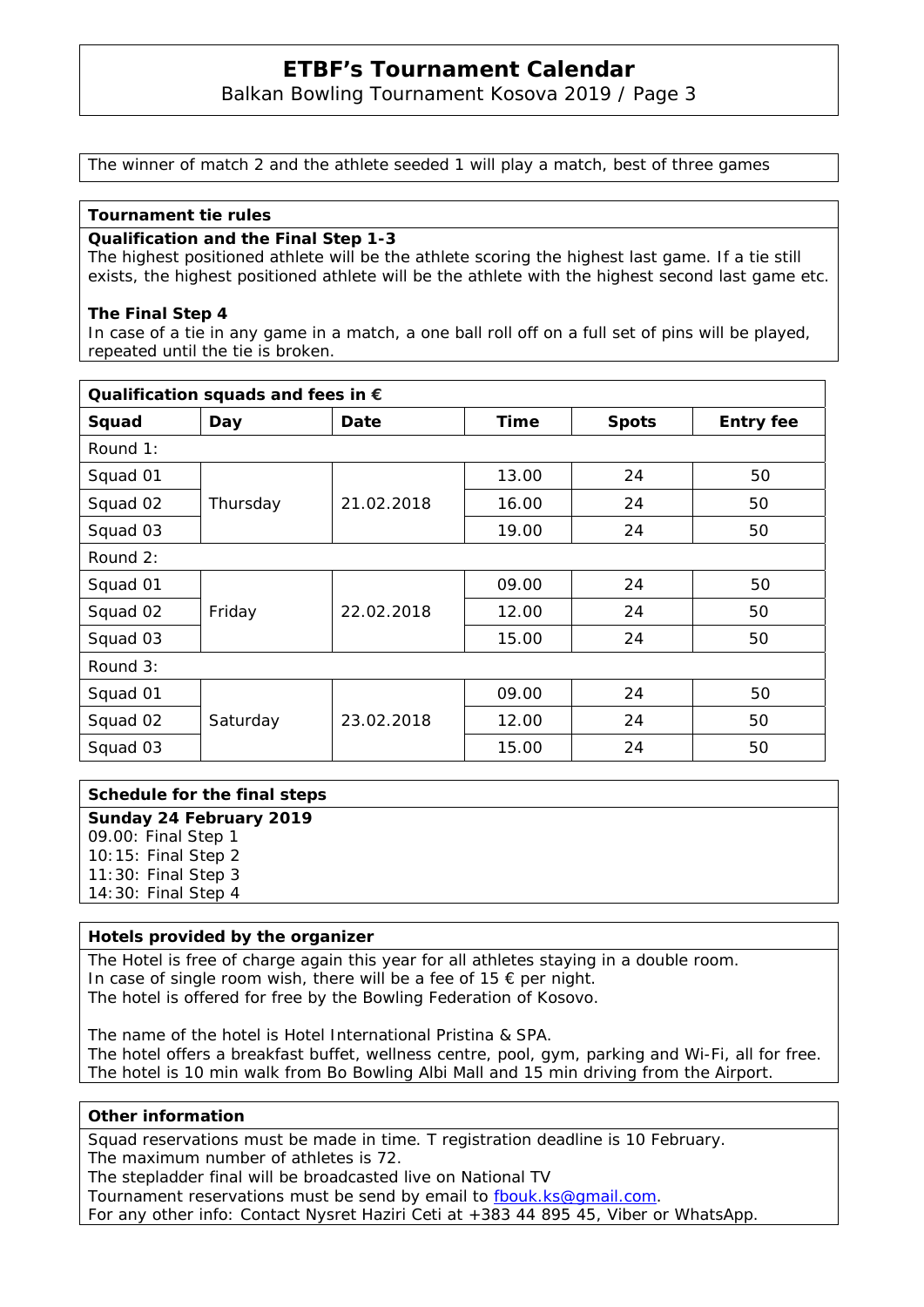The winner of match 2 and the athlete seeded 1 will play a match, best of three games

## Tournament tie rules

**Qualification and the Final Step 1-3**

The highest positioned athlete will be the athlete scoring the highest last game. If a tie still exists, the highest positioned athlete will be the athlete with the highest second last game etc.

**The Final Step 4**

In case of a tie in any game in a match, a one ball roll off on a full set of pins will be played, repeated until the tie is broken.

## Qualification squads and fees in €

| Squad | Day | Date | Time | Spots | Entry fee |
|---|---|---|---|---|---|
| Round 1: | | | | | |
| Squad 01 | Thursday | 21.02.2018 | 13.00 | 24 | 50 |
| Squad 02 | | | 16.00 | 24 | 50 |
| Squad 03 | | | 19.00 | 24 | 50 |
| Round 2: | | | | | |
| Squad 01 | Friday | 22.02.2018 | 09.00 | 24 | 50 |
| Squad 02 | | | 12.00 | 24 | 50 |
| Squad 03 | | | 15.00 | 24 | 50 |
| Round 3: | | | | | |
| Squad 01 | Saturday | 23.02.2018 | 09.00 | 24 | 50 |
| Squad 02 | | | 12.00 | 24 | 50 |
| Squad 03 | | | 15.00 | 24 | 50 |

## Schedule for the final steps

**Sunday 24 February 2019**

09.00: Final Step 1
10:15: Final Step 2
11:30: Final Step 3
14:30: Final Step 4

## Hotels provided by the organizer

The Hotel is free of charge again this year for all athletes staying in a double room.
In case of single room wish, there will be a fee of 15 € per night.
The hotel is offered for free by the Bowling Federation of Kosovo.

The name of the hotel is Hotel International Pristina & SPA.
The hotel offers a breakfast buffet, wellness centre, pool, gym, parking and Wi-Fi, all for free.
The hotel is 10 min walk from Bo Bowling Albi Mall and 15 min driving from the Airport.

## Other information

Squad reservations must be made in time. T registration deadline is 10 February.
The maximum number of athletes is 72.
The stepladder final will be broadcasted live on National TV
Tournament reservations must be send by email to fbouk.ks@gmail.com.
For any other info: Contact Nysret Haziri Ceti at +383 44 895 45, Viber or WhatsApp.